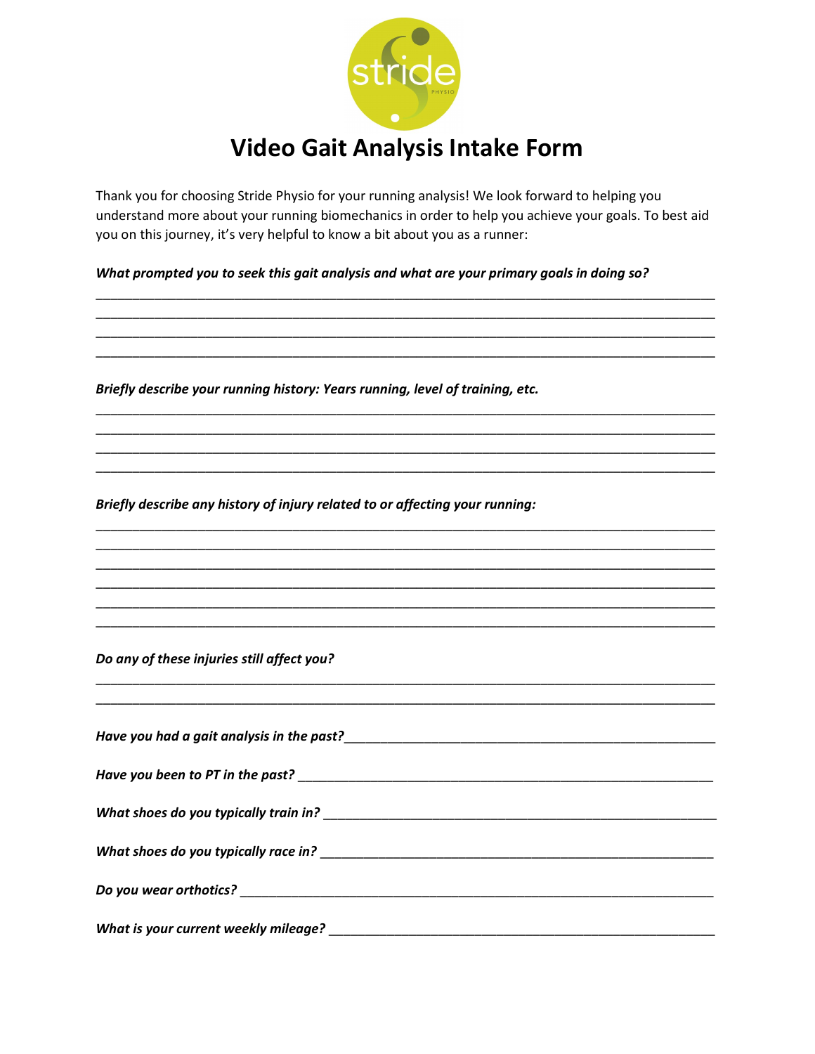# Video Gait Analysis Intake Form

Thank you for choosing Stride Physio for your running analysis! We look forward to helping you understand more about your running biomechanics in order to help you achieve your goals. To best aid you on this journey, it's very helpful to know a bit about you as a runner:

***What prompted you to seek this gait analysis and what are your primary goals in doing so?***

___________________________________________________________________________________
___________________________________________________________________________________
___________________________________________________________________________________
___________________________________________________________________________________

***Briefly describe your running history: Years running, level of training, etc.***

___________________________________________________________________________________
___________________________________________________________________________________
___________________________________________________________________________________
___________________________________________________________________________________

***Briefly describe any history of injury related to or affecting your running:***

___________________________________________________________________________________
___________________________________________________________________________________
___________________________________________________________________________________
___________________________________________________________________________________
___________________________________________________________________________________
___________________________________________________________________________________

***Do any of these injuries still affect you?***

___________________________________________________________________________________
___________________________________________________________________________________

***Have you had a gait analysis in the past?***_____________________________________________________

***Have you been to PT in the past?*** ________________________________________________________

***What shoes do you typically train in?*** ___________________________________________________

***What shoes do you typically race in?*** ___________________________________________________

***Do you wear orthotics?*** ______________________________________________________________

***What is your current weekly mileage?*** __________________________________________________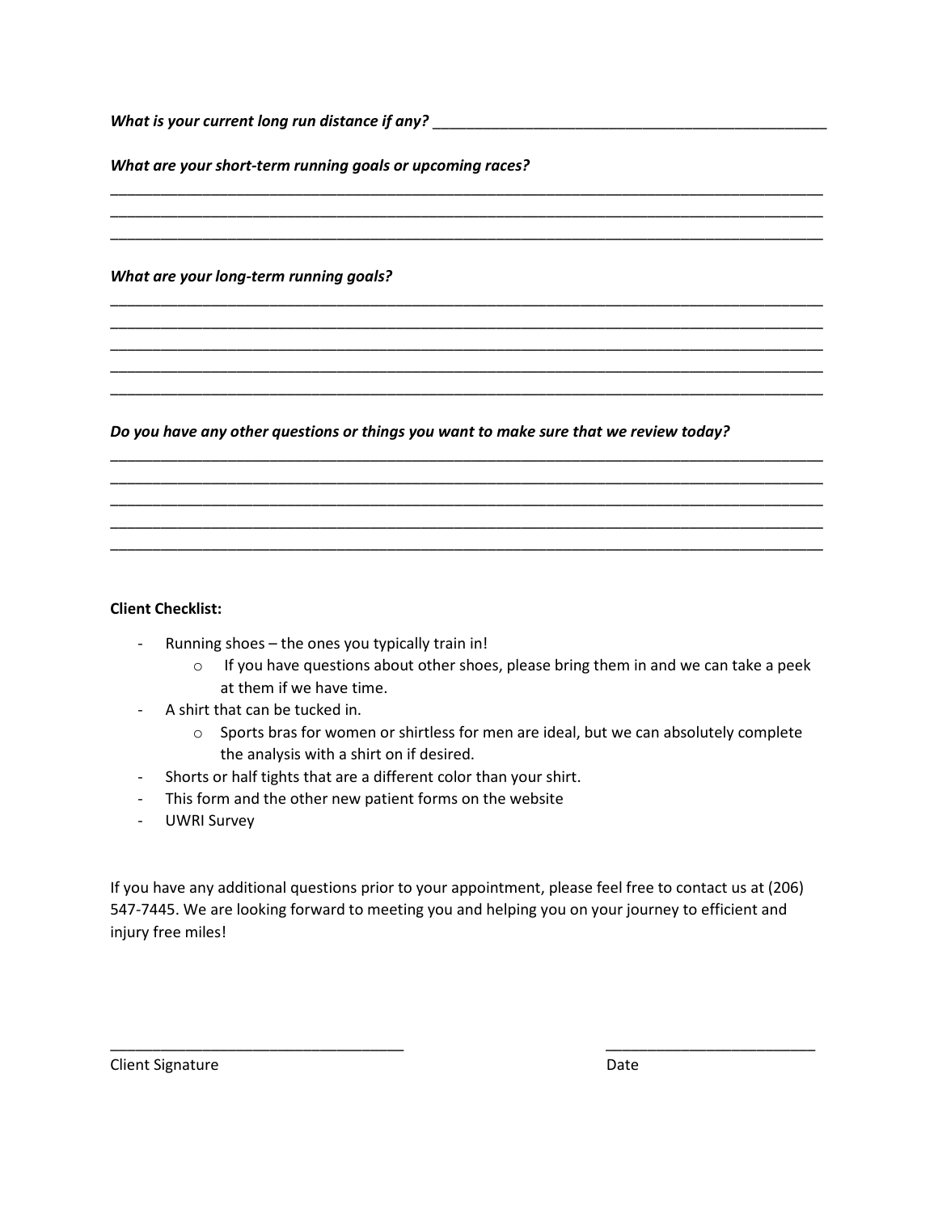***What is your current long run distance if any?*** ____________________________________________

***What are your short-term running goals or upcoming races?***

______________________________________________________________________________

______________________________________________________________________________

______________________________________________________________________________

***What are your long-term running goals?***

______________________________________________________________________________

______________________________________________________________________________

______________________________________________________________________________

______________________________________________________________________________

______________________________________________________________________________

***Do you have any other questions or things you want to make sure that we review today?***

______________________________________________________________________________

______________________________________________________________________________

______________________________________________________________________________

______________________________________________________________________________

______________________________________________________________________________

**Client Checklist:**

- Running shoes – the ones you typically train in!
  - If you have questions about other shoes, please bring them in and we can take a peek at them if we have time.
- A shirt that can be tucked in.
  - Sports bras for women or shirtless for men are ideal, but we can absolutely complete the analysis with a shirt on if desired.
- Shorts or half tights that are a different color than your shirt.
- This form and the other new patient forms on the website
- UWRI Survey

If you have any additional questions prior to your appointment, please feel free to contact us at (206) 547-7445. We are looking forward to meeting you and helping you on your journey to efficient and injury free miles!

_________________________________ &nbsp;&nbsp;&nbsp;&nbsp;&nbsp;&nbsp;&nbsp;&nbsp;&nbsp;&nbsp;&nbsp;&nbsp;&nbsp;&nbsp;&nbsp;&nbsp;&nbsp;&nbsp;&nbsp;&nbsp; _______________________

Client Signature &nbsp;&nbsp;&nbsp;&nbsp;&nbsp;&nbsp;&nbsp;&nbsp;&nbsp;&nbsp;&nbsp;&nbsp;&nbsp;&nbsp;&nbsp;&nbsp;&nbsp;&nbsp;&nbsp;&nbsp;&nbsp;&nbsp;&nbsp;&nbsp;&nbsp;&nbsp;&nbsp;&nbsp;&nbsp;&nbsp;&nbsp;&nbsp;&nbsp;&nbsp;&nbsp;&nbsp;&nbsp;&nbsp;&nbsp;&nbsp; Date